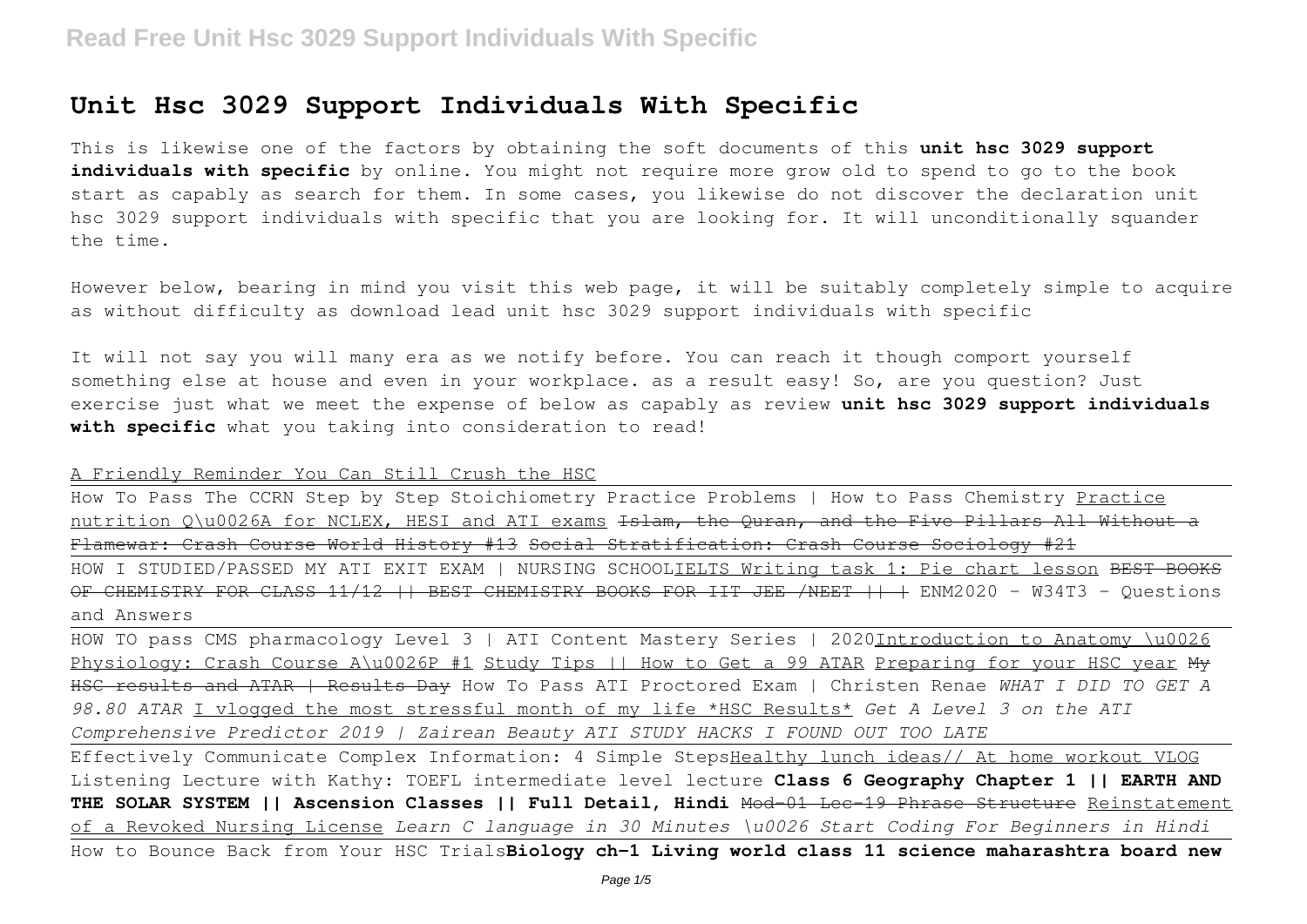# Unit Hsc 3029 Support Individuals With Specific

This is likewise one of the factors by obtaining the soft documents of this **unit hsc 3029 support individuals with specific** by online. You might not require more grow old to spend to go to the book start as capably as search for them. In some cases, you likewise do not discover the declaration unit hsc 3029 support individuals with specific that you are looking for. It will unconditionally squander the time.

However below, bearing in mind you visit this web page, it will be suitably completely simple to acquire as without difficulty as download lead unit hsc 3029 support individuals with specific

It will not say you will many era as we notify before. You can reach it though comport yourself something else at house and even in your workplace. as a result easy! So, are you question? Just exercise just what we meet the expense of below as capably as review **unit hsc 3029 support individuals with specific** what you taking into consideration to read!

A Friendly Reminder You Can Still Crush the HSC

How To Pass The CCRN Step by Step Stoichiometry Practice Problems | How to Pass Chemistry Practice nutrition Q\u0026A for NCLEX, HESI and ATI exams ~~Islam, the Quran, and the Five Pillars All Without a Flamewar: Crash Course World History #13~~ ~~Social Stratification: Crash Course Sociology #21~~

HOW I STUDIED/PASSED MY ATI EXIT EXAM | NURSING SCHOOL IELTS Writing task 1: Pie chart lesson ~~BEST BOOKS OF CHEMISTRY FOR CLASS 11/12 || BEST CHEMISTRY BOOKS FOR IIT JEE /NEET || |~~ ENM2020 - W34T3 - Questions and Answers

HOW TO pass CMS pharmacology Level 3 | ATI Content Mastery Series | 2020 Introduction to Anatomy \u0026 Physiology: Crash Course A\u0026P #1 Study Tips || How to Get a 99 ATAR Preparing for your HSC year ~~My HSC results and ATAR | Results Day~~ How To Pass ATI Proctored Exam | Christen Renae *WHAT I DID TO GET A 98.80 ATAR* I vlogged the most stressful month of my life \*HSC Results\* *Get A Level 3 on the ATI Comprehensive Predictor 2019 | Zairean Beauty* *ATI STUDY HACKS I FOUND OUT TOO LATE*

Effectively Communicate Complex Information: 4 Simple Steps Healthy lunch ideas// At home workout VLOG Listening Lecture with Kathy: TOEFL intermediate level lecture **Class 6 Geography Chapter 1 || EARTH AND THE SOLAR SYSTEM || Ascension Classes || Full Detail, Hindi** ~~Mod-01 Lec-19 Phrase Structure~~ Reinstatement of a Revoked Nursing License *Learn C language in 30 Minutes \u0026 Start Coding For Beginners in Hindi*

How to Bounce Back from Your HSC Trials **Biology ch-1 Living world class 11 science maharashtra board new**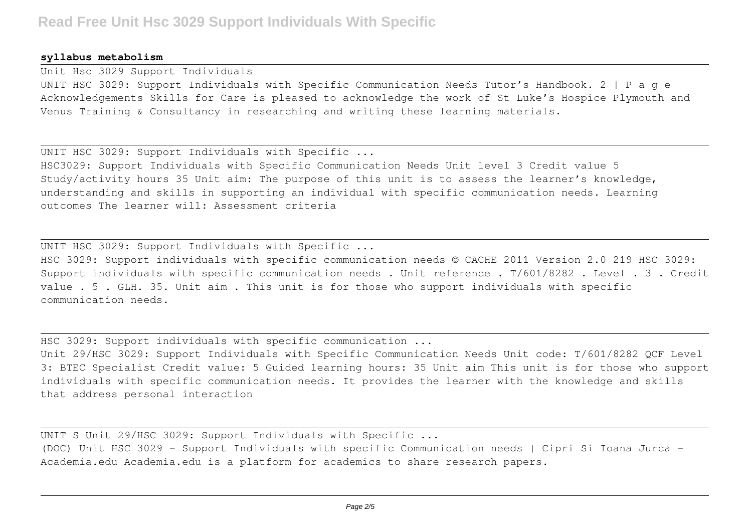**syllabus metabolism**

Unit Hsc 3029 Support Individuals

UNIT HSC 3029: Support Individuals with Specific Communication Needs Tutor's Handbook. 2 | P a g e Acknowledgements Skills for Care is pleased to acknowledge the work of St Luke's Hospice Plymouth and Venus Training & Consultancy in researching and writing these learning materials.

UNIT HSC 3029: Support Individuals with Specific ...

HSC3029: Support Individuals with Specific Communication Needs Unit level 3 Credit value 5 Study/activity hours 35 Unit aim: The purpose of this unit is to assess the learner's knowledge, understanding and skills in supporting an individual with specific communication needs. Learning outcomes The learner will: Assessment criteria

UNIT HSC 3029: Support Individuals with Specific ...

HSC 3029: Support individuals with specific communication needs © CACHE 2011 Version 2.0 219 HSC 3029: Support individuals with specific communication needs . Unit reference . T/601/8282 . Level . 3 . Credit value . 5 . GLH. 35. Unit aim . This unit is for those who support individuals with specific communication needs.

HSC 3029: Support individuals with specific communication ...

Unit 29/HSC 3029: Support Individuals with Specific Communication Needs Unit code: T/601/8282 QCF Level 3: BTEC Specialist Credit value: 5 Guided learning hours: 35 Unit aim This unit is for those who support individuals with specific communication needs. It provides the learner with the knowledge and skills that address personal interaction

UNIT S Unit 29/HSC 3029: Support Individuals with Specific ...

(DOC) Unit HSC 3029 - Support Individuals with specific Communication needs | Cipri Si Ioana Jurca - Academia.edu Academia.edu is a platform for academics to share research papers.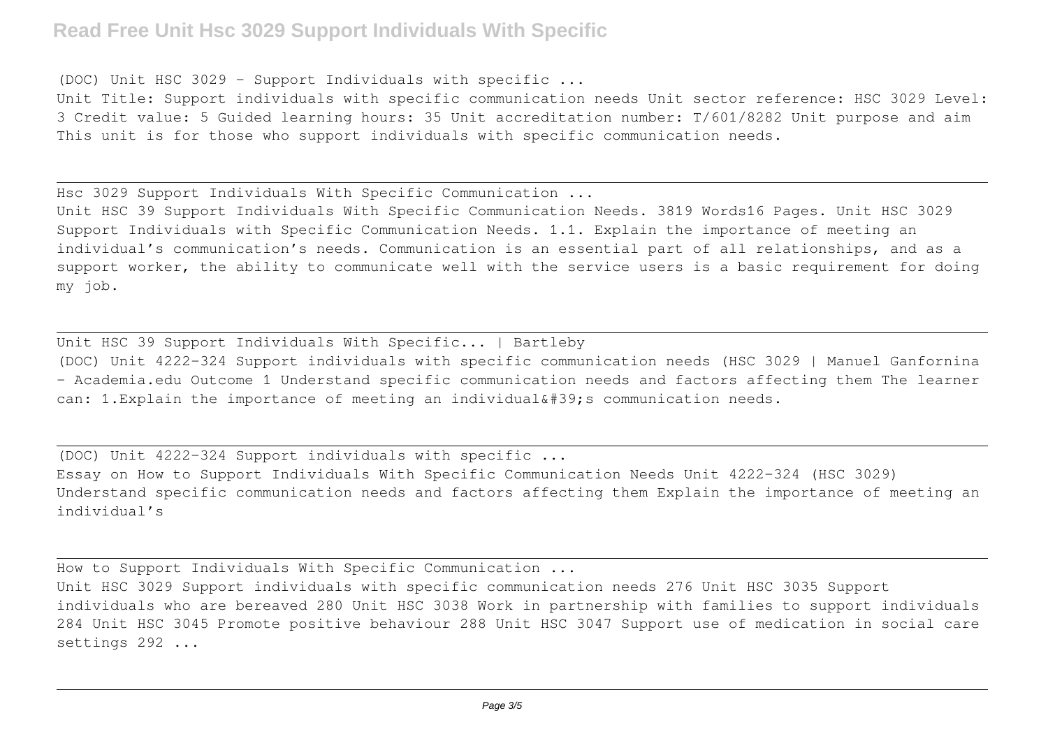(DOC) Unit HSC 3029 - Support Individuals with specific ...

Unit Title: Support individuals with specific communication needs Unit sector reference: HSC 3029 Level: 3 Credit value: 5 Guided learning hours: 35 Unit accreditation number: T/601/8282 Unit purpose and aim This unit is for those who support individuals with specific communication needs.

---

Hsc 3029 Support Individuals With Specific Communication ...

Unit HSC 39 Support Individuals With Specific Communication Needs. 3819 Words16 Pages. Unit HSC 3029 Support Individuals with Specific Communication Needs. 1.1. Explain the importance of meeting an individual's communication's needs. Communication is an essential part of all relationships, and as a support worker, the ability to communicate well with the service users is a basic requirement for doing my job.

---

Unit HSC 39 Support Individuals With Specific... | Bartleby

(DOC) Unit 4222-324 Support individuals with specific communication needs (HSC 3029 | Manuel Ganfornina - Academia.edu Outcome 1 Understand specific communication needs and factors affecting them The learner can: 1.Explain the importance of meeting an individual&#39;s communication needs.

---

(DOC) Unit 4222-324 Support individuals with specific ...

Essay on How to Support Individuals With Specific Communication Needs Unit 4222-324 (HSC 3029) Understand specific communication needs and factors affecting them Explain the importance of meeting an individual's

---

How to Support Individuals With Specific Communication ...

Unit HSC 3029 Support individuals with specific communication needs 276 Unit HSC 3035 Support individuals who are bereaved 280 Unit HSC 3038 Work in partnership with families to support individuals 284 Unit HSC 3045 Promote positive behaviour 288 Unit HSC 3047 Support use of medication in social care settings 292 ...

---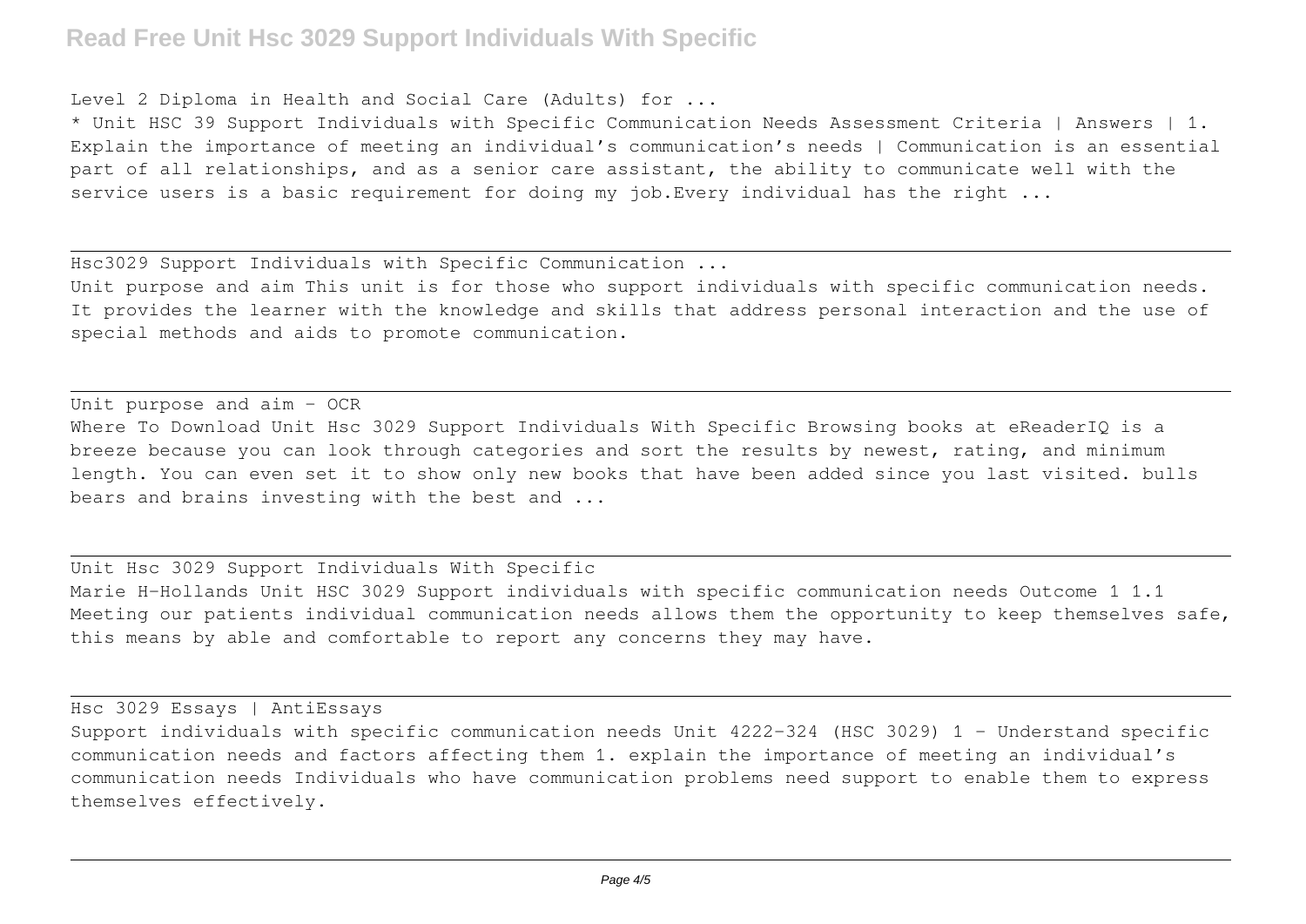Level 2 Diploma in Health and Social Care (Adults) for ...

* Unit HSC 39 Support Individuals with Specific Communication Needs Assessment Criteria | Answers | 1. Explain the importance of meeting an individual's communication's needs | Communication is an essential part of all relationships, and as a senior care assistant, the ability to communicate well with the service users is a basic requirement for doing my job.Every individual has the right ...

## Hsc3029 Support Individuals with Specific Communication ...

Unit purpose and aim This unit is for those who support individuals with specific communication needs. It provides the learner with the knowledge and skills that address personal interaction and the use of special methods and aids to promote communication.

## Unit purpose and aim - OCR

Where To Download Unit Hsc 3029 Support Individuals With Specific Browsing books at eReaderIQ is a breeze because you can look through categories and sort the results by newest, rating, and minimum length. You can even set it to show only new books that have been added since you last visited. bulls bears and brains investing with the best and ...

## Unit Hsc 3029 Support Individuals With Specific

Marie H-Hollands Unit HSC 3029 Support individuals with specific communication needs Outcome 1 1.1 Meeting our patients individual communication needs allows them the opportunity to keep themselves safe, this means by able and comfortable to report any concerns they may have.

## Hsc 3029 Essays | AntiEssays

Support individuals with specific communication needs Unit 4222-324 (HSC 3029) 1 – Understand specific communication needs and factors affecting them 1. explain the importance of meeting an individual's communication needs Individuals who have communication problems need support to enable them to express themselves effectively.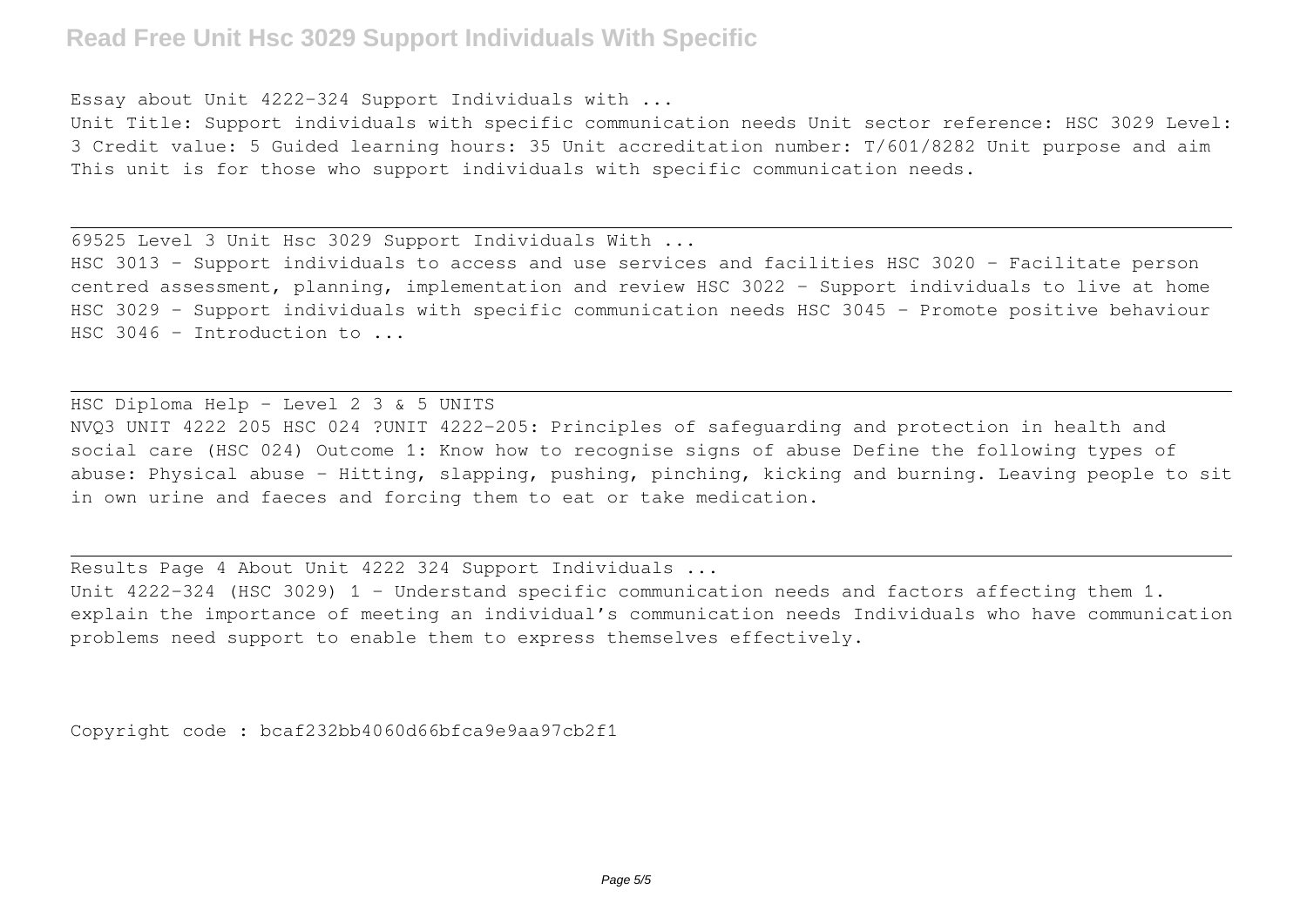Essay about Unit 4222-324 Support Individuals with ...

Unit Title: Support individuals with specific communication needs Unit sector reference: HSC 3029 Level: 3 Credit value: 5 Guided learning hours: 35 Unit accreditation number: T/601/8282 Unit purpose and aim This unit is for those who support individuals with specific communication needs.

---

69525 Level 3 Unit Hsc 3029 Support Individuals With ...

HSC 3013 - Support individuals to access and use services and facilities HSC 3020 - Facilitate person centred assessment, planning, implementation and review HSC 3022 - Support individuals to live at home HSC 3029 - Support individuals with specific communication needs HSC 3045 - Promote positive behaviour HSC 3046 - Introduction to ...

---

HSC Diploma Help - Level 2 3 & 5 UNITS

NVQ3 UNIT 4222 205 HSC 024 ?UNIT 4222-205: Principles of safeguarding and protection in health and social care (HSC 024) Outcome 1: Know how to recognise signs of abuse Define the following types of abuse: Physical abuse – Hitting, slapping, pushing, pinching, kicking and burning. Leaving people to sit in own urine and faeces and forcing them to eat or take medication.

---

Results Page 4 About Unit 4222 324 Support Individuals ...

Unit 4222-324 (HSC 3029) 1 - Understand specific communication needs and factors affecting them 1. explain the importance of meeting an individual's communication needs Individuals who have communication problems need support to enable them to express themselves effectively.

Copyright code : bcaf232bb4060d66bfca9e9aa97cb2f1